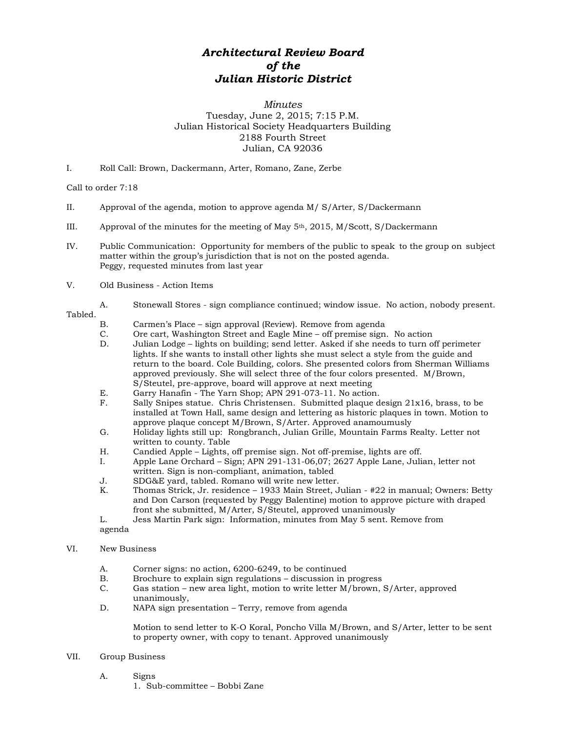# *Architectural Review Board of the Julian Historic District*

*Minutes*
Tuesday, June 2, 2015; 7:15 P.M.
Julian Historical Society Headquarters Building
2188 Fourth Street
Julian, CA 92036

I. Roll Call: Brown, Dackermann, Arter, Romano, Zane, Zerbe

Call to order 7:18

II. Approval of the agenda, motion to approve agenda M/ S/Arter, S/Dackermann

III. Approval of the minutes for the meeting of May 5th, 2015, M/Scott, S/Dackermann

IV. Public Communication: Opportunity for members of the public to speak to the group on subject matter within the group's jurisdiction that is not on the posted agenda.
Peggy, requested minutes from last year

V. Old Business - Action Items

A. Stonewall Stores - sign compliance continued; window issue. No action, nobody present. Tabled.

B. Carmen's Place – sign approval (Review). Remove from agenda

C. Ore cart, Washington Street and Eagle Mine – off premise sign. No action

D. Julian Lodge – lights on building; send letter. Asked if she needs to turn off perimeter lights. If she wants to install other lights she must select a style from the guide and return to the board. Cole Building, colors. She presented colors from Sherman Williams approved previously. She will select three of the four colors presented. M/Brown, S/Steutel, pre-approve, board will approve at next meeting

E. Garry Hanafin - The Yarn Shop; APN 291-073-11. No action.

F. Sally Snipes statue. Chris Christensen. Submitted plaque design 21x16, brass, to be installed at Town Hall, same design and lettering as historic plaques in town. Motion to approve plaque concept M/Brown, S/Arter. Approved anamoumusly

G. Holiday lights still up: Rongbranch, Julian Grille, Mountain Farms Realty. Letter not written to county. Table

H. Candied Apple – Lights, off premise sign. Not off-premise, lights are off.

I. Apple Lane Orchard – Sign; APN 291-131-06,07; 2627 Apple Lane, Julian, letter not written. Sign is non-compliant, animation, tabled

J. SDG&E yard, tabled. Romano will write new letter.

K. Thomas Strick, Jr. residence – 1933 Main Street, Julian - #22 in manual; Owners: Betty and Don Carson (requested by Peggy Balentine) motion to approve picture with draped front she submitted, M/Arter, S/Steutel, approved unanimously

L. Jess Martin Park sign: Information, minutes from May 5 sent. Remove from agenda

VI. New Business

A. Corner signs: no action, 6200-6249, to be continued

B. Brochure to explain sign regulations – discussion in progress

C. Gas station – new area light, motion to write letter M/brown, S/Arter, approved unanimously,

D. NAPA sign presentation – Terry, remove from agenda

Motion to send letter to K-O Koral, Poncho Villa M/Brown, and S/Arter, letter to be sent to property owner, with copy to tenant. Approved unanimously

VII. Group Business

A. Signs
1. Sub-committee – Bobbi Zane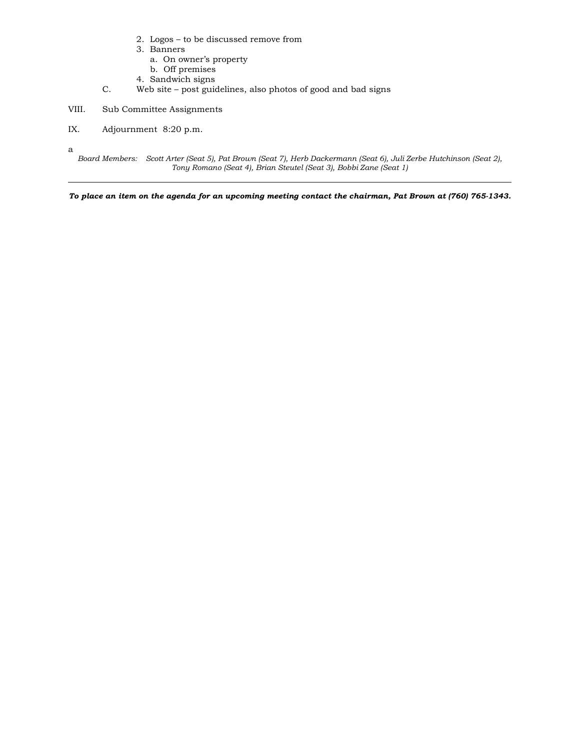2. Logos – to be discussed remove from
3. Banners
   a. On owner's property
   b. Off premises
4. Sandwich signs

C. Web site – post guidelines, also photos of good and bad signs

VIII. Sub Committee Assignments

IX. Adjournment 8:20 p.m.

a

*Board Members: Scott Arter (Seat 5), Pat Brown (Seat 7), Herb Dackermann (Seat 6), Juli Zerbe Hutchinson (Seat 2), Tony Romano (Seat 4), Brian Steutel (Seat 3), Bobbi Zane (Seat 1)*

---

***To place an item on the agenda for an upcoming meeting contact the chairman, Pat Brown at (760) 765-1343.***